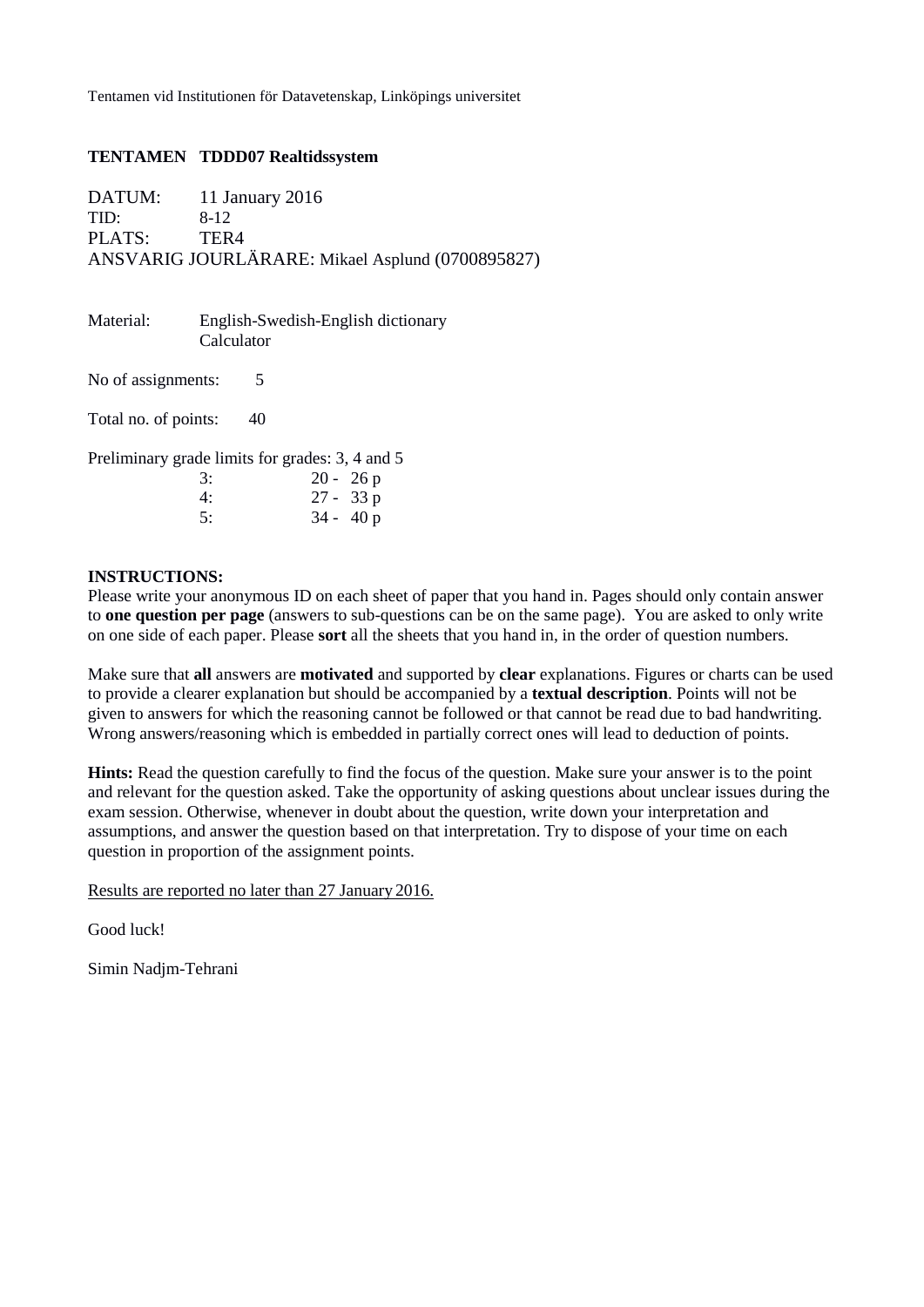Tentamen vid Institutionen för Datavetenskap, Linköpings universitet

**TENTAMEN TDDD07 Realtidssystem**

DATUM: 11 January 2016
TID: 8-12
PLATS: TER4
ANSVARIG JOURLÄRARE: Mikael Asplund (0700895827)

Material: English-Swedish-English dictionary
Calculator

No of assignments: 5

Total no. of points: 40

Preliminary grade limits for grades: 3, 4 and 5

| | |
|---|---|
| 3: | 20 - 26 p |
| 4: | 27 - 33 p |
| 5: | 34 - 40 p |

**INSTRUCTIONS:**
Please write your anonymous ID on each sheet of paper that you hand in. Pages should only contain answer to **one question per page** (answers to sub-questions can be on the same page). You are asked to only write on one side of each paper. Please **sort** all the sheets that you hand in, in the order of question numbers.

Make sure that **all** answers are **motivated** and supported by **clear** explanations. Figures or charts can be used to provide a clearer explanation but should be accompanied by a **textual description**. Points will not be given to answers for which the reasoning cannot be followed or that cannot be read due to bad handwriting. Wrong answers/reasoning which is embedded in partially correct ones will lead to deduction of points.

**Hints:** Read the question carefully to find the focus of the question. Make sure your answer is to the point and relevant for the question asked. Take the opportunity of asking questions about unclear issues during the exam session. Otherwise, whenever in doubt about the question, write down your interpretation and assumptions, and answer the question based on that interpretation. Try to dispose of your time on each question in proportion of the assignment points.

Results are reported no later than 27 January 2016.

Good luck!

Simin Nadjm-Tehrani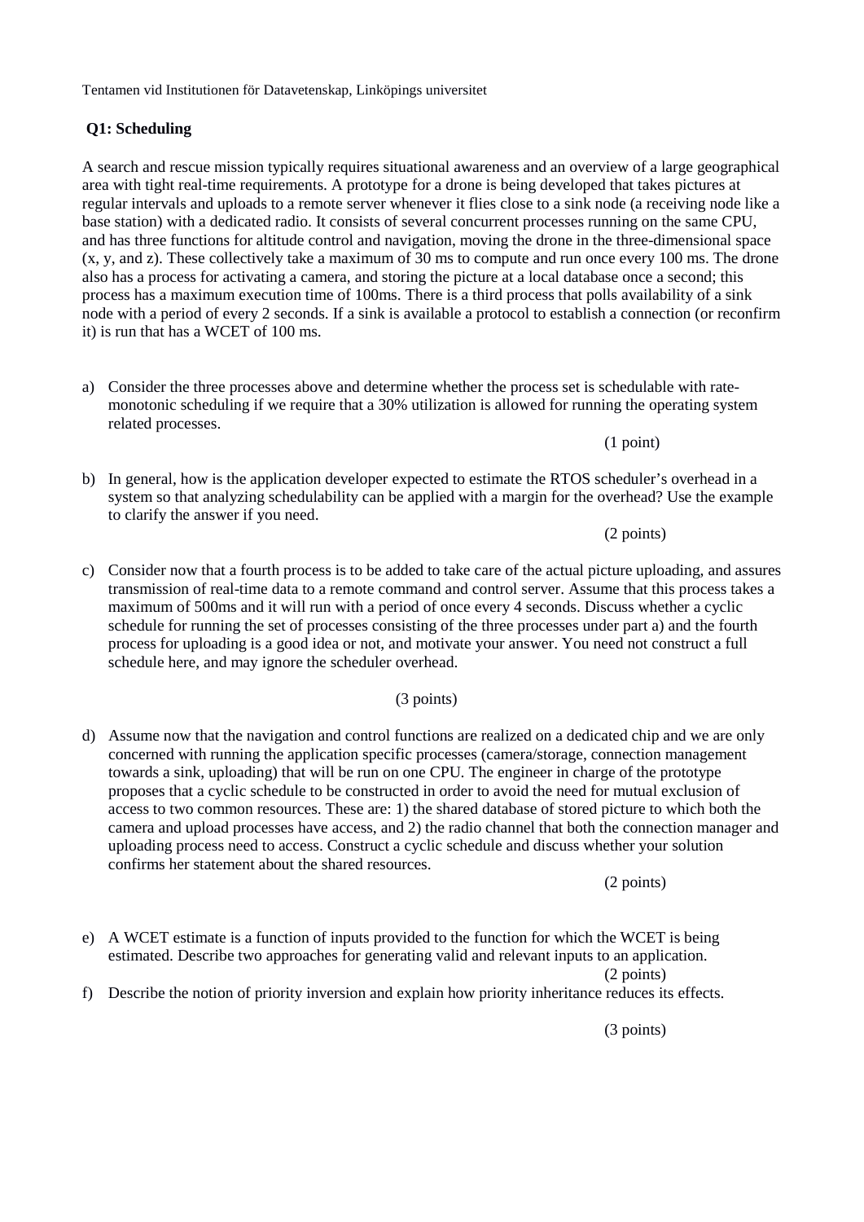Tentamen vid Institutionen för Datavetenskap, Linköpings universitet

**Q1: Scheduling**

A search and rescue mission typically requires situational awareness and an overview of a large geographical area with tight real-time requirements. A prototype for a drone is being developed that takes pictures at regular intervals and uploads to a remote server whenever it flies close to a sink node (a receiving node like a base station) with a dedicated radio. It consists of several concurrent processes running on the same CPU, and has three functions for altitude control and navigation, moving the drone in the three-dimensional space (x, y, and z). These collectively take a maximum of 30 ms to compute and run once every 100 ms. The drone also has a process for activating a camera, and storing the picture at a local database once a second; this process has a maximum execution time of 100ms. There is a third process that polls availability of a sink node with a period of every 2 seconds. If a sink is available a protocol to establish a connection (or reconfirm it) is run that has a WCET of 100 ms.

a) Consider the three processes above and determine whether the process set is schedulable with rate-monotonic scheduling if we require that a 30% utilization is allowed for running the operating system related processes.

(1 point)

b) In general, how is the application developer expected to estimate the RTOS scheduler's overhead in a system so that analyzing schedulability can be applied with a margin for the overhead? Use the example to clarify the answer if you need.

(2 points)

c) Consider now that a fourth process is to be added to take care of the actual picture uploading, and assures transmission of real-time data to a remote command and control server. Assume that this process takes a maximum of 500ms and it will run with a period of once every 4 seconds. Discuss whether a cyclic schedule for running the set of processes consisting of the three processes under part a) and the fourth process for uploading is a good idea or not, and motivate your answer. You need not construct a full schedule here, and may ignore the scheduler overhead.

(3 points)

d) Assume now that the navigation and control functions are realized on a dedicated chip and we are only concerned with running the application specific processes (camera/storage, connection management towards a sink, uploading) that will be run on one CPU. The engineer in charge of the prototype proposes that a cyclic schedule to be constructed in order to avoid the need for mutual exclusion of access to two common resources. These are: 1) the shared database of stored picture to which both the camera and upload processes have access, and 2) the radio channel that both the connection manager and uploading process need to access. Construct a cyclic schedule and discuss whether your solution confirms her statement about the shared resources.

(2 points)

e) A WCET estimate is a function of inputs provided to the function for which the WCET is being estimated. Describe two approaches for generating valid and relevant inputs to an application.

(2 points)

f) Describe the notion of priority inversion and explain how priority inheritance reduces its effects.

(3 points)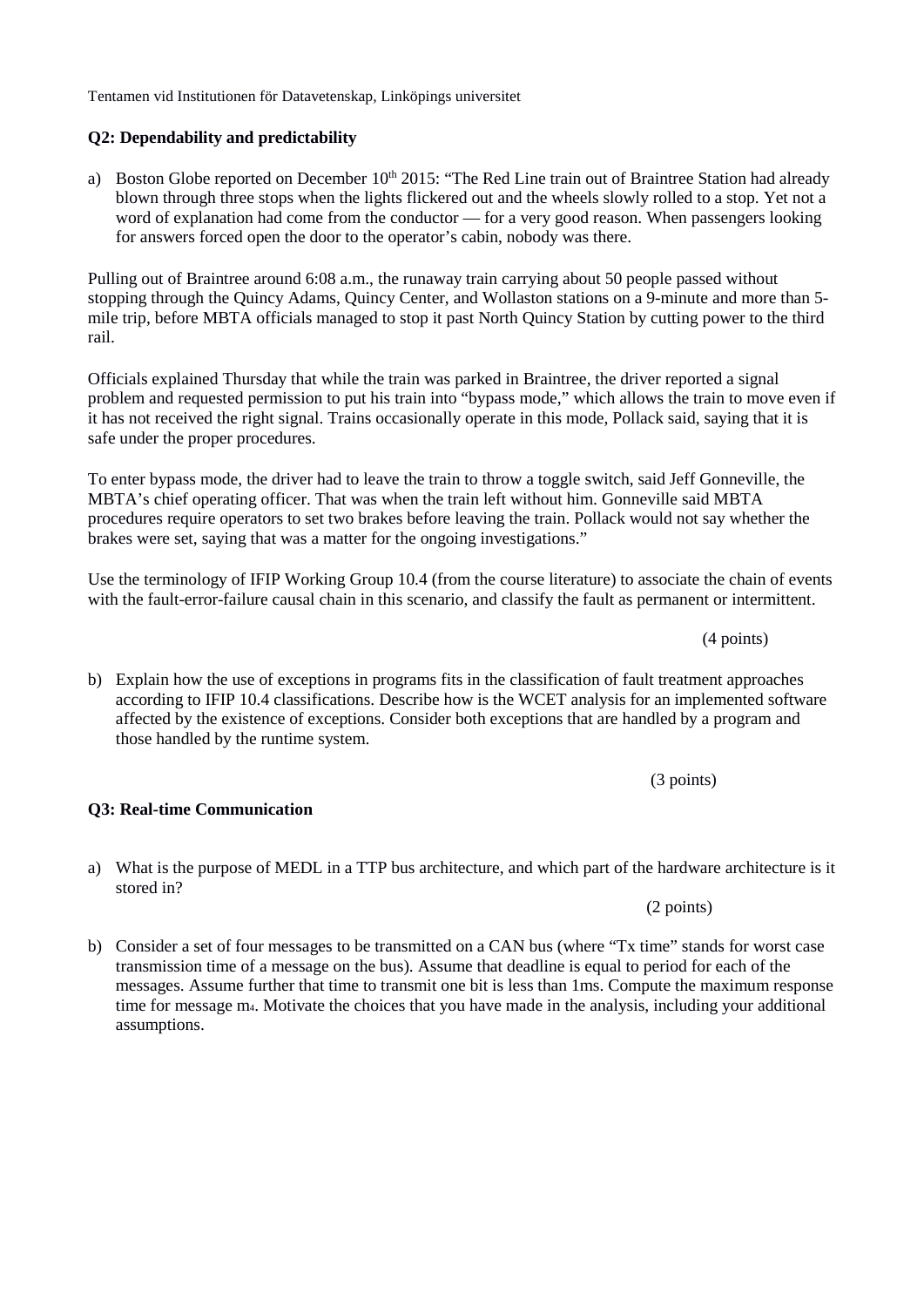Tentamen vid Institutionen för Datavetenskap, Linköpings universitet

**Q2: Dependability and predictability**

a) Boston Globe reported on December 10th 2015: "The Red Line train out of Braintree Station had already blown through three stops when the lights flickered out and the wheels slowly rolled to a stop. Yet not a word of explanation had come from the conductor — for a very good reason. When passengers looking for answers forced open the door to the operator's cabin, nobody was there.

Pulling out of Braintree around 6:08 a.m., the runaway train carrying about 50 people passed without stopping through the Quincy Adams, Quincy Center, and Wollaston stations on a 9-minute and more than 5-mile trip, before MBTA officials managed to stop it past North Quincy Station by cutting power to the third rail.

Officials explained Thursday that while the train was parked in Braintree, the driver reported a signal problem and requested permission to put his train into "bypass mode," which allows the train to move even if it has not received the right signal. Trains occasionally operate in this mode, Pollack said, saying that it is safe under the proper procedures.

To enter bypass mode, the driver had to leave the train to throw a toggle switch, said Jeff Gonneville, the MBTA's chief operating officer. That was when the train left without him. Gonneville said MBTA procedures require operators to set two brakes before leaving the train. Pollack would not say whether the brakes were set, saying that was a matter for the ongoing investigations."

Use the terminology of IFIP Working Group 10.4 (from the course literature) to associate the chain of events with the fault-error-failure causal chain in this scenario, and classify the fault as permanent or intermittent.

(4 points)

b) Explain how the use of exceptions in programs fits in the classification of fault treatment approaches according to IFIP 10.4 classifications. Describe how is the WCET analysis for an implemented software affected by the existence of exceptions. Consider both exceptions that are handled by a program and those handled by the runtime system.

(3 points)

**Q3: Real-time Communication**

a) What is the purpose of MEDL in a TTP bus architecture, and which part of the hardware architecture is it stored in?

(2 points)

b) Consider a set of four messages to be transmitted on a CAN bus (where "Tx time" stands for worst case transmission time of a message on the bus). Assume that deadline is equal to period for each of the messages. Assume further that time to transmit one bit is less than 1ms. Compute the maximum response time for message $m_4$. Motivate the choices that you have made in the analysis, including your additional assumptions.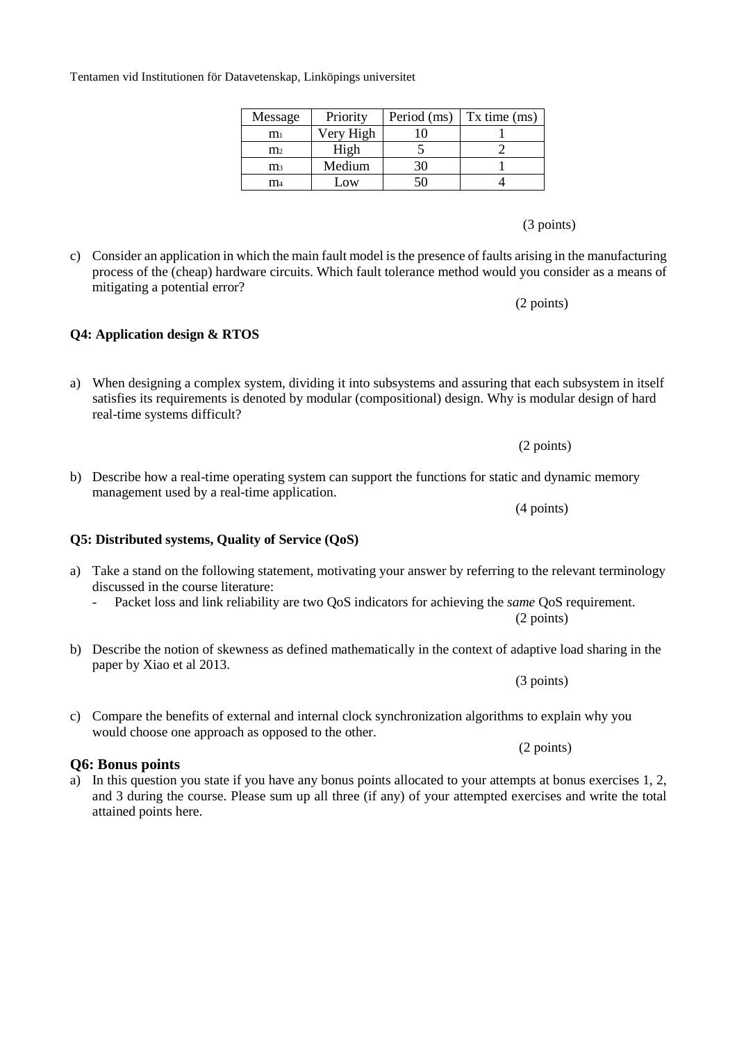| Message | Priority | Period (ms) | Tx time (ms) |
|---|---|---|---|
| $m_1$ | Very High | 10 | 1 |
| $m_2$ | High | 5 | 2 |
| $m_3$ | Medium | 30 | 1 |
| $m_4$ | Low | 50 | 4 |

(3 points)

c) Consider an application in which the main fault model is the presence of faults arising in the manufacturing process of the (cheap) hardware circuits. Which fault tolerance method would you consider as a means of mitigating a potential error?

(2 points)

**Q4: Application design & RTOS**

a) When designing a complex system, dividing it into subsystems and assuring that each subsystem in itself satisfies its requirements is denoted by modular (compositional) design. Why is modular design of hard real-time systems difficult?

(2 points)

b) Describe how a real-time operating system can support the functions for static and dynamic memory management used by a real-time application.

(4 points)

**Q5: Distributed systems, Quality of Service (QoS)**

a) Take a stand on the following statement, motivating your answer by referring to the relevant terminology discussed in the course literature:
   - Packet loss and link reliability are two QoS indicators for achieving the *same* QoS requirement.

(2 points)

b) Describe the notion of skewness as defined mathematically in the context of adaptive load sharing in the paper by Xiao et al 2013.

(3 points)

c) Compare the benefits of external and internal clock synchronization algorithms to explain why you would choose one approach as opposed to the other.

(2 points)

## Q6: Bonus points

a) In this question you state if you have any bonus points allocated to your attempts at bonus exercises 1, 2, and 3 during the course. Please sum up all three (if any) of your attempted exercises and write the total attained points here.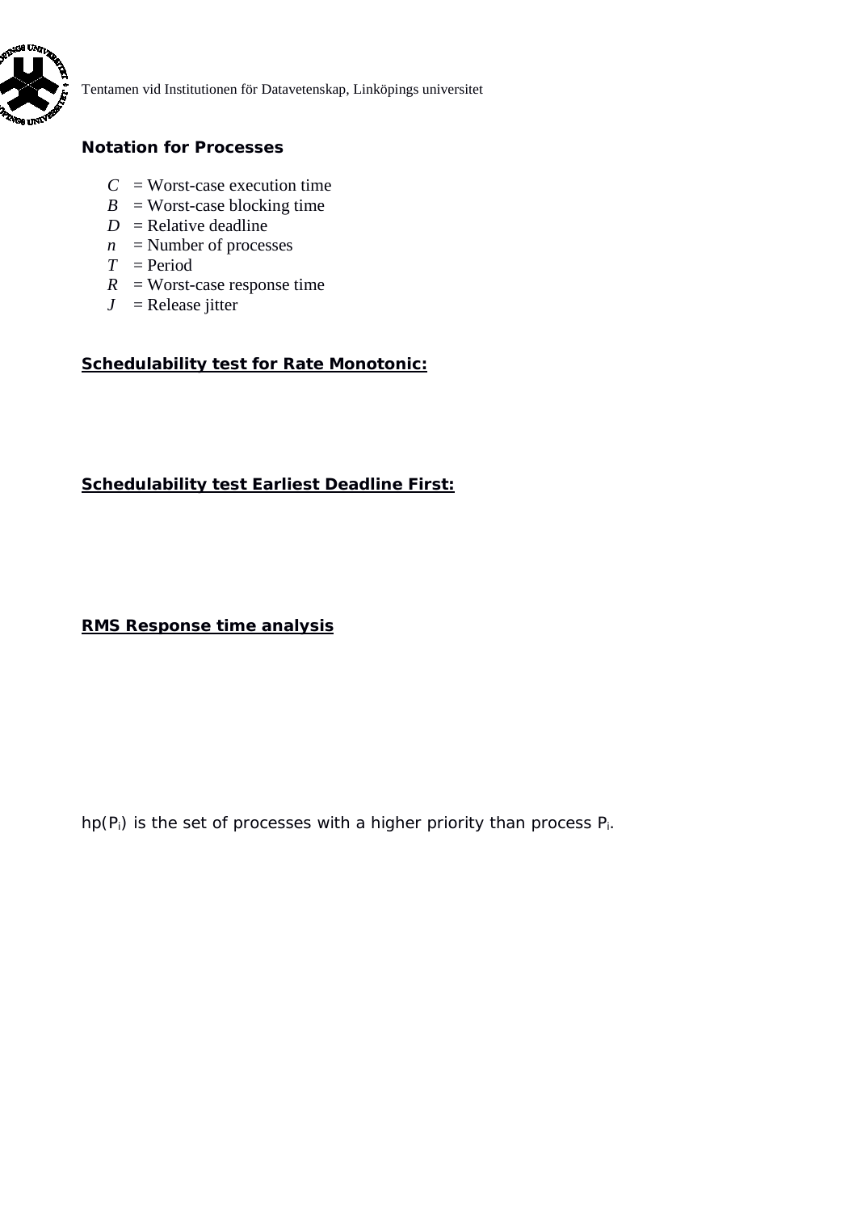Tentamen vid Institutionen för Datavetenskap, Linköpings universitet

**Notation for Processes**

- $C$ = Worst-case execution time
- $B$ = Worst-case blocking time
- $D$ = Relative deadline
- $n$ = Number of processes
- $T$ = Period
- $R$ = Worst-case response time
- $J$ = Release jitter

**Schedulability test for Rate Monotonic:**

**Schedulability test Earliest Deadline First:**

**RMS Response time analysis**

hp($P_i$) is the set of processes with a higher priority than process $P_i$.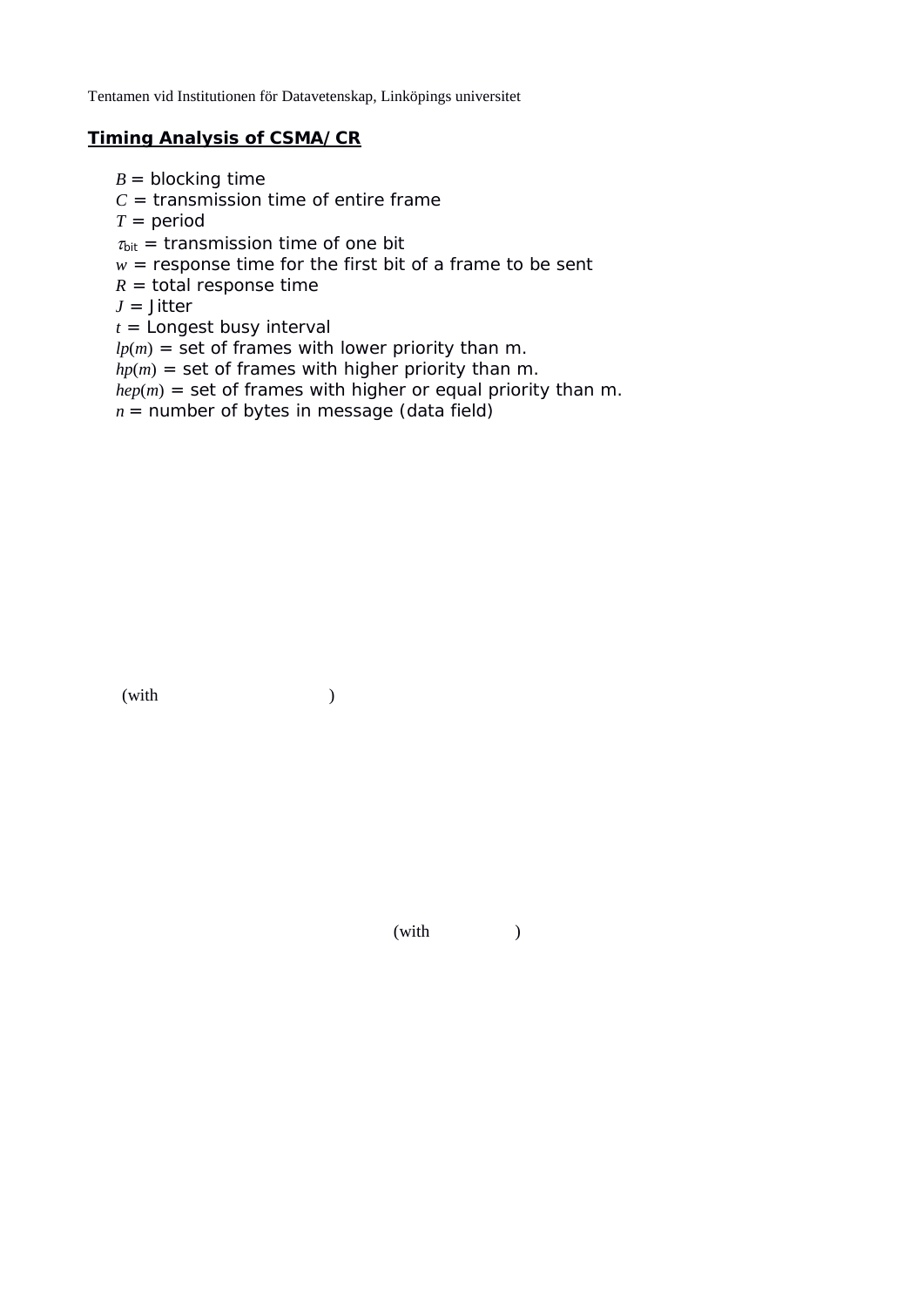## Timing Analysis of CSMA/CR

$B$ = blocking time
$C$ = transmission time of entire frame
$T$ = period
$\tau_{\text{bit}}$ = transmission time of one bit
$w$ = response time for the first bit of a frame to be sent
$R$ = total response time
$J$ = Jitter
$t$ = Longest busy interval
$lp(m)$ = set of frames with lower priority than m.
$hp(m)$ = set of frames with higher priority than m.
$hep(m)$ = set of frames with higher or equal priority than m.
$n$ = number of bytes in message (data field)

(with )

(with )